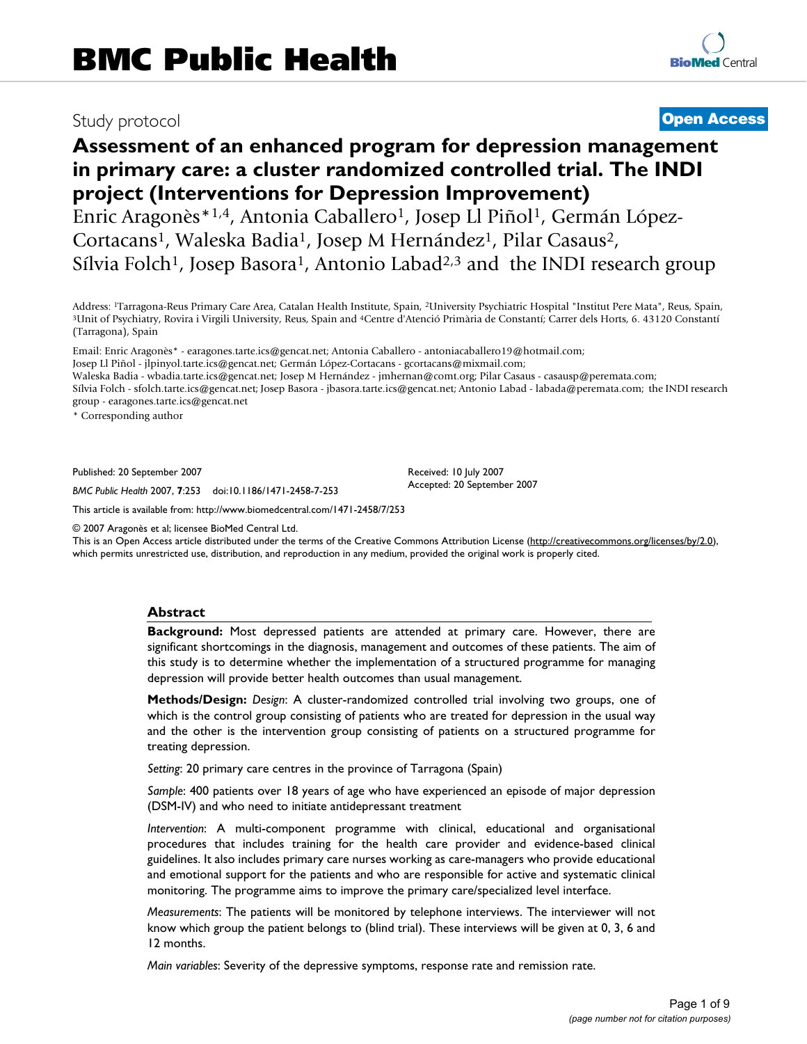# BMC Public Health

Study protocol

**Open Access**

# Assessment of an enhanced program for depression management in primary care: a cluster randomized controlled trial. The INDI project (Interventions for Depression Improvement)

Enric Aragonès*[1,4], Antonia Caballero[1], Josep Ll Piñol[1], Germán López-Cortacans[1], Waleska Badia[1], Josep M Hernández[1], Pilar Casaus[2], Sílvia Folch[1], Josep Basora[1], Antonio Labad[2,3] and the INDI research group

Address: [1]Tarragona-Reus Primary Care Area, Catalan Health Institute, Spain, [2]University Psychiatric Hospital "Institut Pere Mata", Reus, Spain, [3]Unit of Psychiatry, Rovira i Virgili University, Reus, Spain and [4]Centre d'Atenció Primària de Constantí; Carrer dels Horts, 6. 43120 Constantí (Tarragona), Spain

Email: Enric Aragonès* - earagones.tarte.ics@gencat.net; Antonia Caballero - antoniacaballero19@hotmail.com; Josep Ll Piñol - jlpinyol.tarte.ics@gencat.net; Germán López-Cortacans - gcortacans@mixmail.com; Waleska Badia - wbadia.tarte.ics@gencat.net; Josep M Hernández - jmhernan@comt.org; Pilar Casaus - casausp@peremata.com; Sílvia Folch - sfolch.tarte.ics@gencat.net; Josep Basora - jbasora.tarte.ics@gencat.net; Antonio Labad - labada@peremata.com; the INDI research group - earagones.tarte.ics@gencat.net

\* Corresponding author

Published: 20 September 2007

*BMC Public Health* 2007, **7**:253 doi:10.1186/1471-2458-7-253

Received: 10 July 2007
Accepted: 20 September 2007

This article is available from: http://www.biomedcentral.com/1471-2458/7/253

© 2007 Aragonès et al; licensee BioMed Central Ltd.
This is an Open Access article distributed under the terms of the Creative Commons Attribution License (http://creativecommons.org/licenses/by/2.0), which permits unrestricted use, distribution, and reproduction in any medium, provided the original work is properly cited.

## Abstract

**Background:** Most depressed patients are attended at primary care. However, there are significant shortcomings in the diagnosis, management and outcomes of these patients. The aim of this study is to determine whether the implementation of a structured programme for managing depression will provide better health outcomes than usual management.

**Methods/Design:** *Design*: A cluster-randomized controlled trial involving two groups, one of which is the control group consisting of patients who are treated for depression in the usual way and the other is the intervention group consisting of patients on a structured programme for treating depression.

*Setting*: 20 primary care centres in the province of Tarragona (Spain)

*Sample*: 400 patients over 18 years of age who have experienced an episode of major depression (DSM-IV) and who need to initiate antidepressant treatment

*Intervention*: A multi-component programme with clinical, educational and organisational procedures that includes training for the health care provider and evidence-based clinical guidelines. It also includes primary care nurses working as care-managers who provide educational and emotional support for the patients and who are responsible for active and systematic clinical monitoring. The programme aims to improve the primary care/specialized level interface.

*Measurements*: The patients will be monitored by telephone interviews. The interviewer will not know which group the patient belongs to (blind trial). These interviews will be given at 0, 3, 6 and 12 months.

*Main variables*: Severity of the depressive symptoms, response rate and remission rate.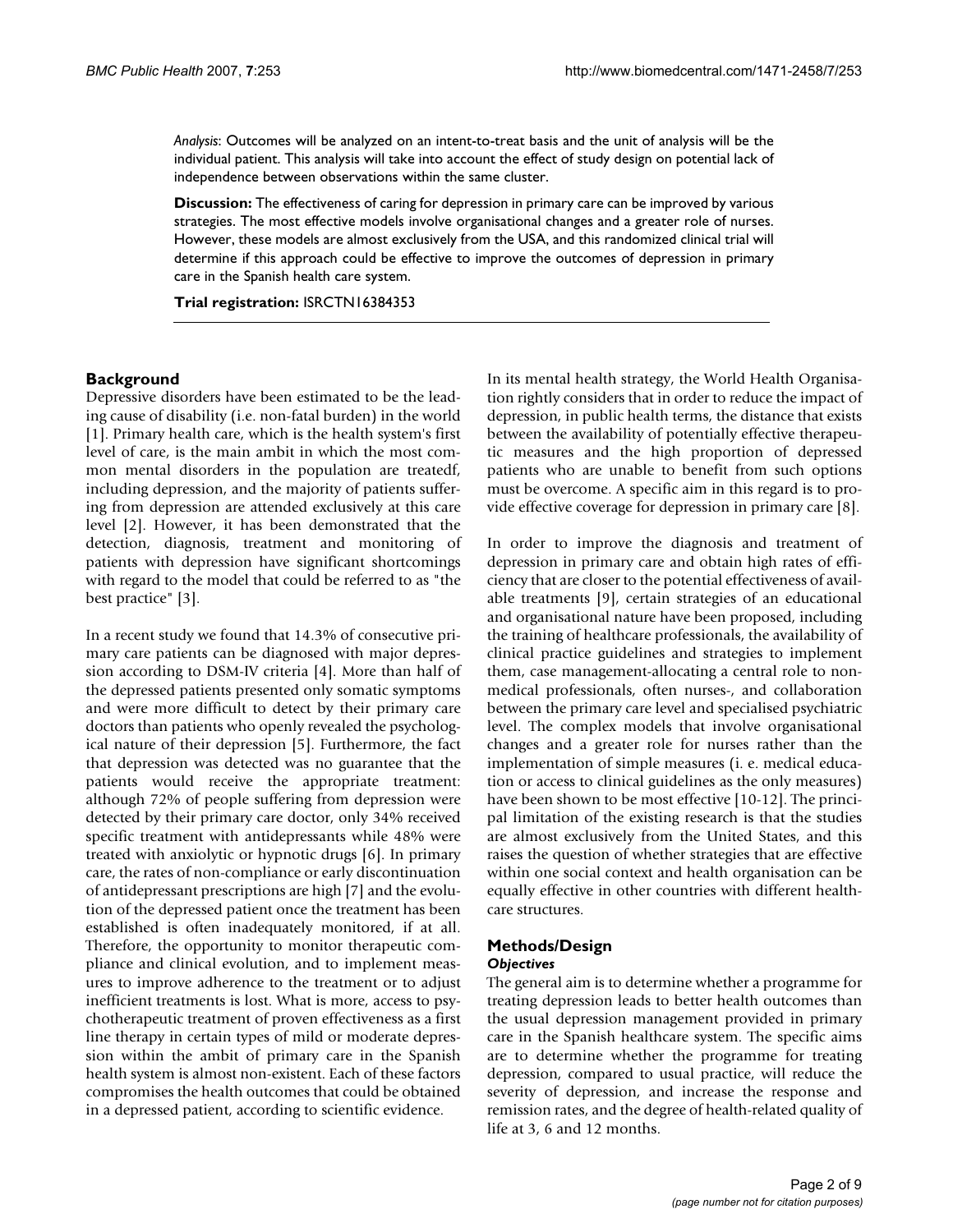*Analysis*: Outcomes will be analyzed on an intent-to-treat basis and the unit of analysis will be the individual patient. This analysis will take into account the effect of study design on potential lack of independence between observations within the same cluster.

**Discussion:** The effectiveness of caring for depression in primary care can be improved by various strategies. The most effective models involve organisational changes and a greater role of nurses. However, these models are almost exclusively from the USA, and this randomized clinical trial will determine if this approach could be effective to improve the outcomes of depression in primary care in the Spanish health care system.

**Trial registration:** ISRCTN16384353

## Background

Depressive disorders have been estimated to be the leading cause of disability (i.e. non-fatal burden) in the world [1]. Primary health care, which is the health system's first level of care, is the main ambit in which the most common mental disorders in the population are treatedf, including depression, and the majority of patients suffering from depression are attended exclusively at this care level [2]. However, it has been demonstrated that the detection, diagnosis, treatment and monitoring of patients with depression have significant shortcomings with regard to the model that could be referred to as "the best practice" [3].

In a recent study we found that 14.3% of consecutive primary care patients can be diagnosed with major depression according to DSM-IV criteria [4]. More than half of the depressed patients presented only somatic symptoms and were more difficult to detect by their primary care doctors than patients who openly revealed the psychological nature of their depression [5]. Furthermore, the fact that depression was detected was no guarantee that the patients would receive the appropriate treatment: although 72% of people suffering from depression were detected by their primary care doctor, only 34% received specific treatment with antidepressants while 48% were treated with anxiolytic or hypnotic drugs [6]. In primary care, the rates of non-compliance or early discontinuation of antidepressant prescriptions are high [7] and the evolution of the depressed patient once the treatment has been established is often inadequately monitored, if at all. Therefore, the opportunity to monitor therapeutic compliance and clinical evolution, and to implement measures to improve adherence to the treatment or to adjust inefficient treatments is lost. What is more, access to psychotherapeutic treatment of proven effectiveness as a first line therapy in certain types of mild or moderate depression within the ambit of primary care in the Spanish health system is almost non-existent. Each of these factors compromises the health outcomes that could be obtained in a depressed patient, according to scientific evidence.

In its mental health strategy, the World Health Organisation rightly considers that in order to reduce the impact of depression, in public health terms, the distance that exists between the availability of potentially effective therapeutic measures and the high proportion of depressed patients who are unable to benefit from such options must be overcome. A specific aim in this regard is to provide effective coverage for depression in primary care [8].

In order to improve the diagnosis and treatment of depression in primary care and obtain high rates of efficiency that are closer to the potential effectiveness of available treatments [9], certain strategies of an educational and organisational nature have been proposed, including the training of healthcare professionals, the availability of clinical practice guidelines and strategies to implement them, case management-allocating a central role to non-medical professionals, often nurses-, and collaboration between the primary care level and specialised psychiatric level. The complex models that involve organisational changes and a greater role for nurses rather than the implementation of simple measures (i. e. medical education or access to clinical guidelines as the only measures) have been shown to be most effective [10-12]. The principal limitation of the existing research is that the studies are almost exclusively from the United States, and this raises the question of whether strategies that are effective within one social context and health organisation can be equally effective in other countries with different healthcare structures.

## Methods/Design

### *Objectives*

The general aim is to determine whether a programme for treating depression leads to better health outcomes than the usual depression management provided in primary care in the Spanish healthcare system. The specific aims are to determine whether the programme for treating depression, compared to usual practice, will reduce the severity of depression, and increase the response and remission rates, and the degree of health-related quality of life at 3, 6 and 12 months.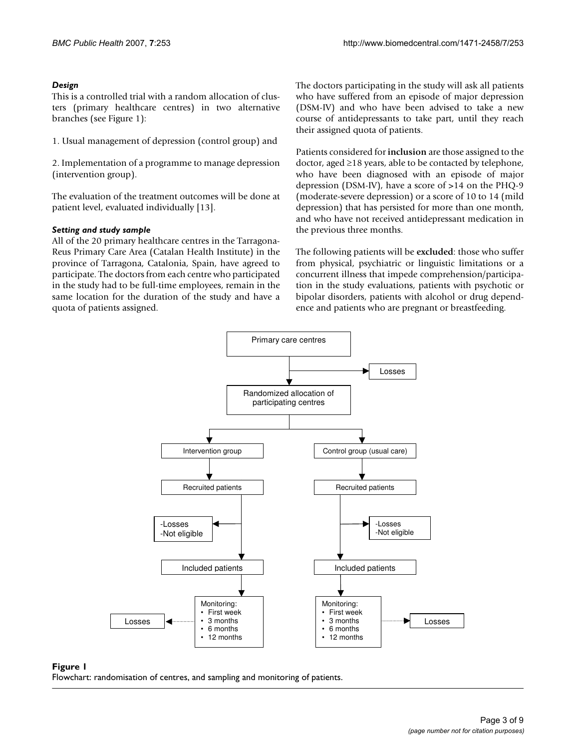### *Design*

This is a controlled trial with a random allocation of clusters (primary healthcare centres) in two alternative branches (see Figure 1):

1. Usual management of depression (control group) and

2. Implementation of a programme to manage depression (intervention group).

The evaluation of the treatment outcomes will be done at patient level, evaluated individually [13].

### *Setting and study sample*

All of the 20 primary healthcare centres in the Tarragona-Reus Primary Care Area (Catalan Health Institute) in the province of Tarragona, Catalonia, Spain, have agreed to participate. The doctors from each centre who participated in the study had to be full-time employees, remain in the same location for the duration of the study and have a quota of patients assigned.

The doctors participating in the study will ask all patients who have suffered from an episode of major depression (DSM-IV) and who have been advised to take a new course of antidepressants to take part, until they reach their assigned quota of patients.

Patients considered for **inclusion** are those assigned to the doctor, aged ≥18 years, able to be contacted by telephone, who have been diagnosed with an episode of major depression (DSM-IV), have a score of >14 on the PHQ-9 (moderate-severe depression) or a score of 10 to 14 (mild depression) that has persisted for more than one month, and who have not received antidepressant medication in the previous three months.

The following patients will be **excluded**: those who suffer from physical, psychiatric or linguistic limitations or a concurrent illness that impede comprehension/participation in the study evaluations, patients with psychotic or bipolar disorders, patients with alcohol or drug dependence and patients who are pregnant or breastfeeding.

**Figure 1**
Flowchart: randomisation of centres, and sampling and monitoring of patients.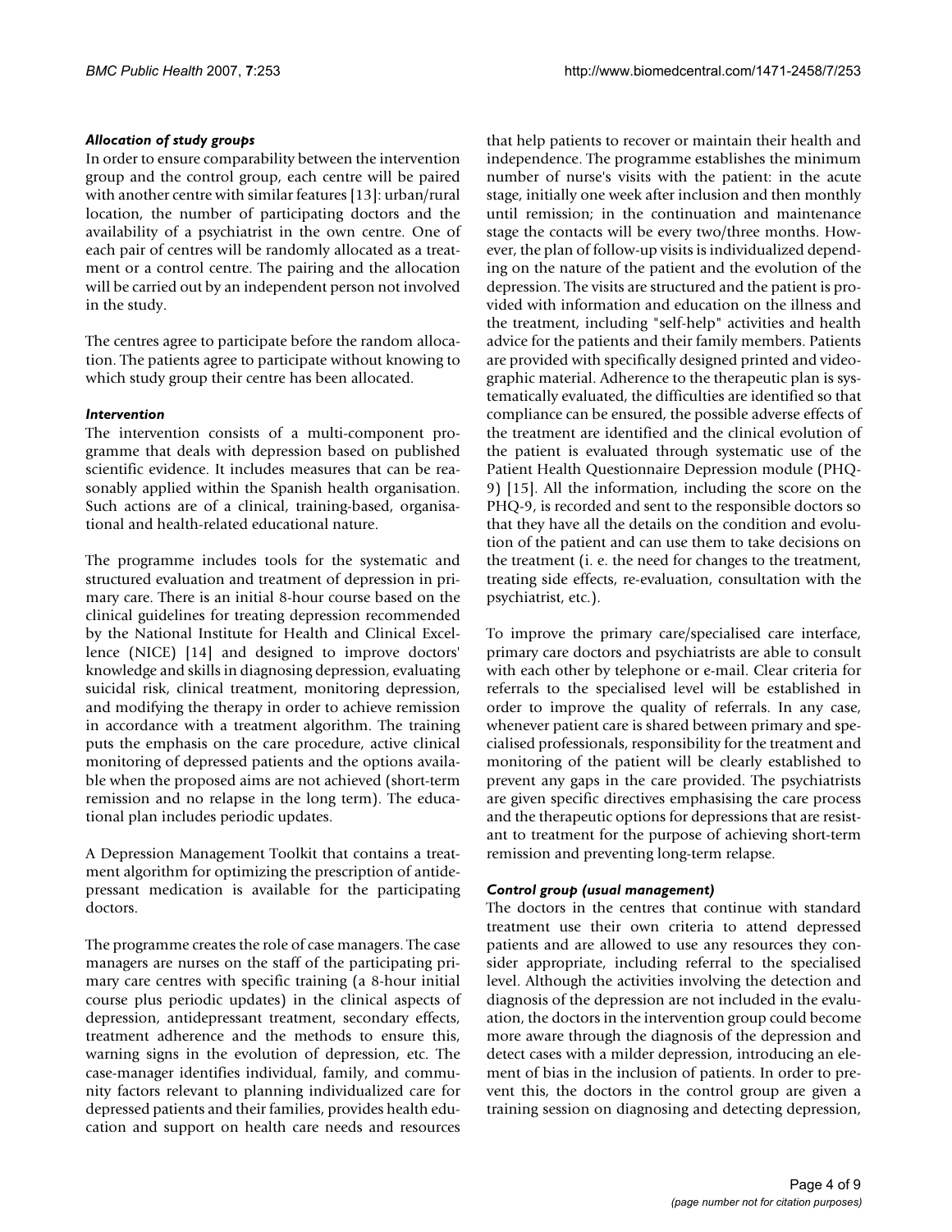### *Allocation of study groups*

In order to ensure comparability between the intervention group and the control group, each centre will be paired with another centre with similar features [13]: urban/rural location, the number of participating doctors and the availability of a psychiatrist in the own centre. One of each pair of centres will be randomly allocated as a treatment or a control centre. The pairing and the allocation will be carried out by an independent person not involved in the study.

The centres agree to participate before the random allocation. The patients agree to participate without knowing to which study group their centre has been allocated.

### *Intervention*

The intervention consists of a multi-component programme that deals with depression based on published scientific evidence. It includes measures that can be reasonably applied within the Spanish health organisation. Such actions are of a clinical, training-based, organisational and health-related educational nature.

The programme includes tools for the systematic and structured evaluation and treatment of depression in primary care. There is an initial 8-hour course based on the clinical guidelines for treating depression recommended by the National Institute for Health and Clinical Excellence (NICE) [14] and designed to improve doctors' knowledge and skills in diagnosing depression, evaluating suicidal risk, clinical treatment, monitoring depression, and modifying the therapy in order to achieve remission in accordance with a treatment algorithm. The training puts the emphasis on the care procedure, active clinical monitoring of depressed patients and the options available when the proposed aims are not achieved (short-term remission and no relapse in the long term). The educational plan includes periodic updates.

A Depression Management Toolkit that contains a treatment algorithm for optimizing the prescription of antidepressant medication is available for the participating doctors.

The programme creates the role of case managers. The case managers are nurses on the staff of the participating primary care centres with specific training (a 8-hour initial course plus periodic updates) in the clinical aspects of depression, antidepressant treatment, secondary effects, treatment adherence and the methods to ensure this, warning signs in the evolution of depression, etc. The case-manager identifies individual, family, and community factors relevant to planning individualized care for depressed patients and their families, provides health education and support on health care needs and resources that help patients to recover or maintain their health and independence. The programme establishes the minimum number of nurse's visits with the patient: in the acute stage, initially one week after inclusion and then monthly until remission; in the continuation and maintenance stage the contacts will be every two/three months. However, the plan of follow-up visits is individualized depending on the nature of the patient and the evolution of the depression. The visits are structured and the patient is provided with information and education on the illness and the treatment, including "self-help" activities and health advice for the patients and their family members. Patients are provided with specifically designed printed and videographic material. Adherence to the therapeutic plan is systematically evaluated, the difficulties are identified so that compliance can be ensured, the possible adverse effects of the treatment are identified and the clinical evolution of the patient is evaluated through systematic use of the Patient Health Questionnaire Depression module (PHQ-9) [15]. All the information, including the score on the PHQ-9, is recorded and sent to the responsible doctors so that they have all the details on the condition and evolution of the patient and can use them to take decisions on the treatment (i. e. the need for changes to the treatment, treating side effects, re-evaluation, consultation with the psychiatrist, etc.).

To improve the primary care/specialised care interface, primary care doctors and psychiatrists are able to consult with each other by telephone or e-mail. Clear criteria for referrals to the specialised level will be established in order to improve the quality of referrals. In any case, whenever patient care is shared between primary and specialised professionals, responsibility for the treatment and monitoring of the patient will be clearly established to prevent any gaps in the care provided. The psychiatrists are given specific directives emphasising the care process and the therapeutic options for depressions that are resistant to treatment for the purpose of achieving short-term remission and preventing long-term relapse.

### *Control group (usual management)*

The doctors in the centres that continue with standard treatment use their own criteria to attend depressed patients and are allowed to use any resources they consider appropriate, including referral to the specialised level. Although the activities involving the detection and diagnosis of the depression are not included in the evaluation, the doctors in the intervention group could become more aware through the diagnosis of the depression and detect cases with a milder depression, introducing an element of bias in the inclusion of patients. In order to prevent this, the doctors in the control group are given a training session on diagnosing and detecting depression,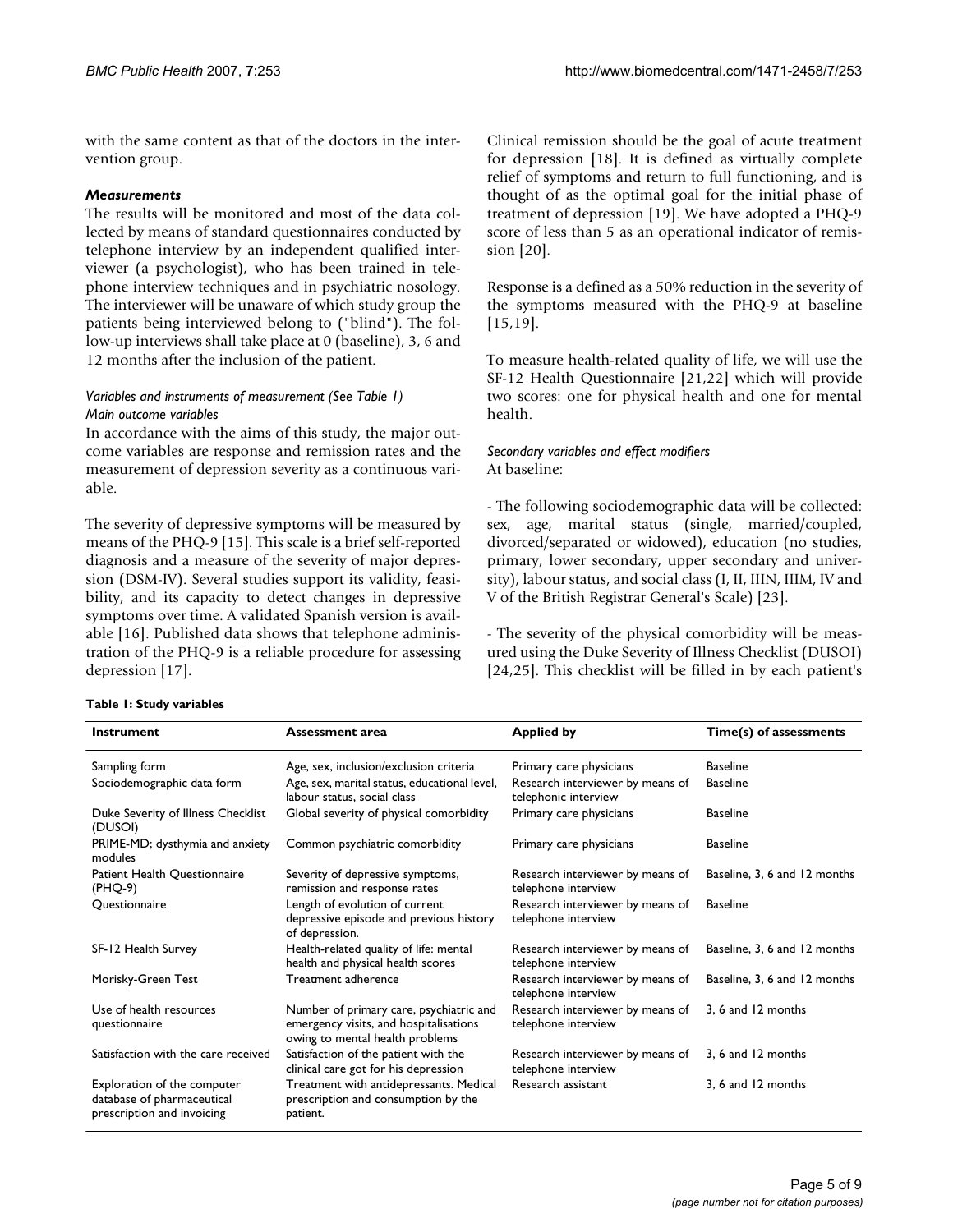with the same content as that of the doctors in the intervention group.

### *Measurements*

The results will be monitored and most of the data collected by means of standard questionnaires conducted by telephone interview by an independent qualified interviewer (a psychologist), who has been trained in telephone interview techniques and in psychiatric nosology. The interviewer will be unaware of which study group the patients being interviewed belong to ("blind"). The follow-up interviews shall take place at 0 (baseline), 3, 6 and 12 months after the inclusion of the patient.

#### *Variables and instruments of measurement (See Table 1)*

#### *Main outcome variables*

In accordance with the aims of this study, the major outcome variables are response and remission rates and the measurement of depression severity as a continuous variable.

The severity of depressive symptoms will be measured by means of the PHQ-9 [15]. This scale is a brief self-reported diagnosis and a measure of the severity of major depression (DSM-IV). Several studies support its validity, feasibility, and its capacity to detect changes in depressive symptoms over time. A validated Spanish version is available [16]. Published data shows that telephone administration of the PHQ-9 is a reliable procedure for assessing depression [17].

Clinical remission should be the goal of acute treatment for depression [18]. It is defined as virtually complete relief of symptoms and return to full functioning, and is thought of as the optimal goal for the initial phase of treatment of depression [19]. We have adopted a PHQ-9 score of less than 5 as an operational indicator of remission [20].

Response is a defined as a 50% reduction in the severity of the symptoms measured with the PHQ-9 at baseline [15,19].

To measure health-related quality of life, we will use the SF-12 Health Questionnaire [21,22] which will provide two scores: one for physical health and one for mental health.

#### *Secondary variables and effect modifiers*

At baseline:

- The following sociodemographic data will be collected: sex, age, marital status (single, married/coupled, divorced/separated or widowed), education (no studies, primary, lower secondary, upper secondary and university), labour status, and social class (I, II, IIIN, IIIM, IV and V of the British Registrar General's Scale) [23].

- The severity of the physical comorbidity will be measured using the Duke Severity of Illness Checklist (DUSOI) [24,25]. This checklist will be filled in by each patient's

**Table 1: Study variables**

| Instrument | Assessment area | Applied by | Time(s) of assessments |
|---|---|---|---|
| Sampling form | Age, sex, inclusion/exclusion criteria | Primary care physicians | Baseline |
| Sociodemographic data form | Age, sex, marital status, educational level, labour status, social class | Research interviewer by means of telephonic interview | Baseline |
| Duke Severity of Illness Checklist (DUSOI) | Global severity of physical comorbidity | Primary care physicians | Baseline |
| PRIME-MD; dysthymia and anxiety modules | Common psychiatric comorbidity | Primary care physicians | Baseline |
| Patient Health Questionnaire (PHQ-9) | Severity of depressive symptoms, remission and response rates | Research interviewer by means of telephone interview | Baseline, 3, 6 and 12 months |
| Questionnaire | Length of evolution of current depressive episode and previous history of depression. | Research interviewer by means of telephone interview | Baseline |
| SF-12 Health Survey | Health-related quality of life: mental health and physical health scores | Research interviewer by means of telephone interview | Baseline, 3, 6 and 12 months |
| Morisky-Green Test | Treatment adherence | Research interviewer by means of telephone interview | Baseline, 3, 6 and 12 months |
| Use of health resources questionnaire | Number of primary care, psychiatric and emergency visits, and hospitalisations owing to mental health problems | Research interviewer by means of telephone interview | 3, 6 and 12 months |
| Satisfaction with the care received | Satisfaction of the patient with the clinical care got for his depression | Research interviewer by means of telephone interview | 3, 6 and 12 months |
| Exploration of the computer database of pharmaceutical prescription and invoicing | Treatment with antidepressants. Medical prescription and consumption by the patient. | Research assistant | 3, 6 and 12 months |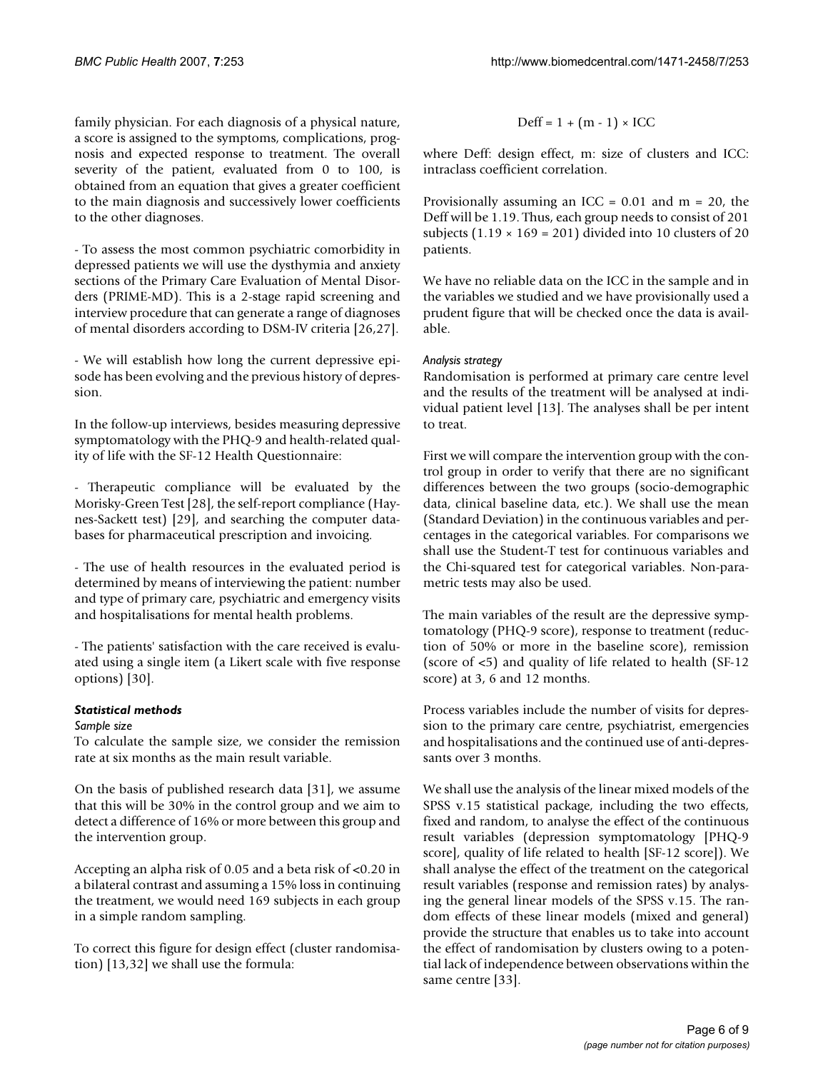family physician. For each diagnosis of a physical nature, a score is assigned to the symptoms, complications, prognosis and expected response to treatment. The overall severity of the patient, evaluated from 0 to 100, is obtained from an equation that gives a greater coefficient to the main diagnosis and successively lower coefficients to the other diagnoses.

- To assess the most common psychiatric comorbidity in depressed patients we will use the dysthymia and anxiety sections of the Primary Care Evaluation of Mental Disorders (PRIME-MD). This is a 2-stage rapid screening and interview procedure that can generate a range of diagnoses of mental disorders according to DSM-IV criteria [26,27].

- We will establish how long the current depressive episode has been evolving and the previous history of depression.

In the follow-up interviews, besides measuring depressive symptomatology with the PHQ-9 and health-related quality of life with the SF-12 Health Questionnaire:

- Therapeutic compliance will be evaluated by the Morisky-Green Test [28], the self-report compliance (Haynes-Sackett test) [29], and searching the computer databases for pharmaceutical prescription and invoicing.

- The use of health resources in the evaluated period is determined by means of interviewing the patient: number and type of primary care, psychiatric and emergency visits and hospitalisations for mental health problems.

- The patients' satisfaction with the care received is evaluated using a single item (a Likert scale with five response options) [30].

### *Statistical methods*

*Sample size*

To calculate the sample size, we consider the remission rate at six months as the main result variable.

On the basis of published research data [31], we assume that this will be 30% in the control group and we aim to detect a difference of 16% or more between this group and the intervention group.

Accepting an alpha risk of 0.05 and a beta risk of <0.20 in a bilateral contrast and assuming a 15% loss in continuing the treatment, we would need 169 subjects in each group in a simple random sampling.

To correct this figure for design effect (cluster randomisation) [13,32] we shall use the formula:

$$\text{Deff} = 1 + (m - 1) \times \text{ICC}$$

where Deff: design effect, m: size of clusters and ICC: intraclass coefficient correlation.

Provisionally assuming an ICC = 0.01 and m = 20, the Deff will be 1.19. Thus, each group needs to consist of 201 subjects (1.19 × 169 = 201) divided into 10 clusters of 20 patients.

We have no reliable data on the ICC in the sample and in the variables we studied and we have provisionally used a prudent figure that will be checked once the data is available.

*Analysis strategy*

Randomisation is performed at primary care centre level and the results of the treatment will be analysed at individual patient level [13]. The analyses shall be per intent to treat.

First we will compare the intervention group with the control group in order to verify that there are no significant differences between the two groups (socio-demographic data, clinical baseline data, etc.). We shall use the mean (Standard Deviation) in the continuous variables and percentages in the categorical variables. For comparisons we shall use the Student-T test for continuous variables and the Chi-squared test for categorical variables. Non-parametric tests may also be used.

The main variables of the result are the depressive symptomatology (PHQ-9 score), response to treatment (reduction of 50% or more in the baseline score), remission (score of <5) and quality of life related to health (SF-12 score) at 3, 6 and 12 months.

Process variables include the number of visits for depression to the primary care centre, psychiatrist, emergencies and hospitalisations and the continued use of anti-depressants over 3 months.

We shall use the analysis of the linear mixed models of the SPSS v.15 statistical package, including the two effects, fixed and random, to analyse the effect of the continuous result variables (depression symptomatology [PHQ-9 score], quality of life related to health [SF-12 score]). We shall analyse the effect of the treatment on the categorical result variables (response and remission rates) by analysing the general linear models of the SPSS v.15. The random effects of these linear models (mixed and general) provide the structure that enables us to take into account the effect of randomisation by clusters owing to a potential lack of independence between observations within the same centre [33].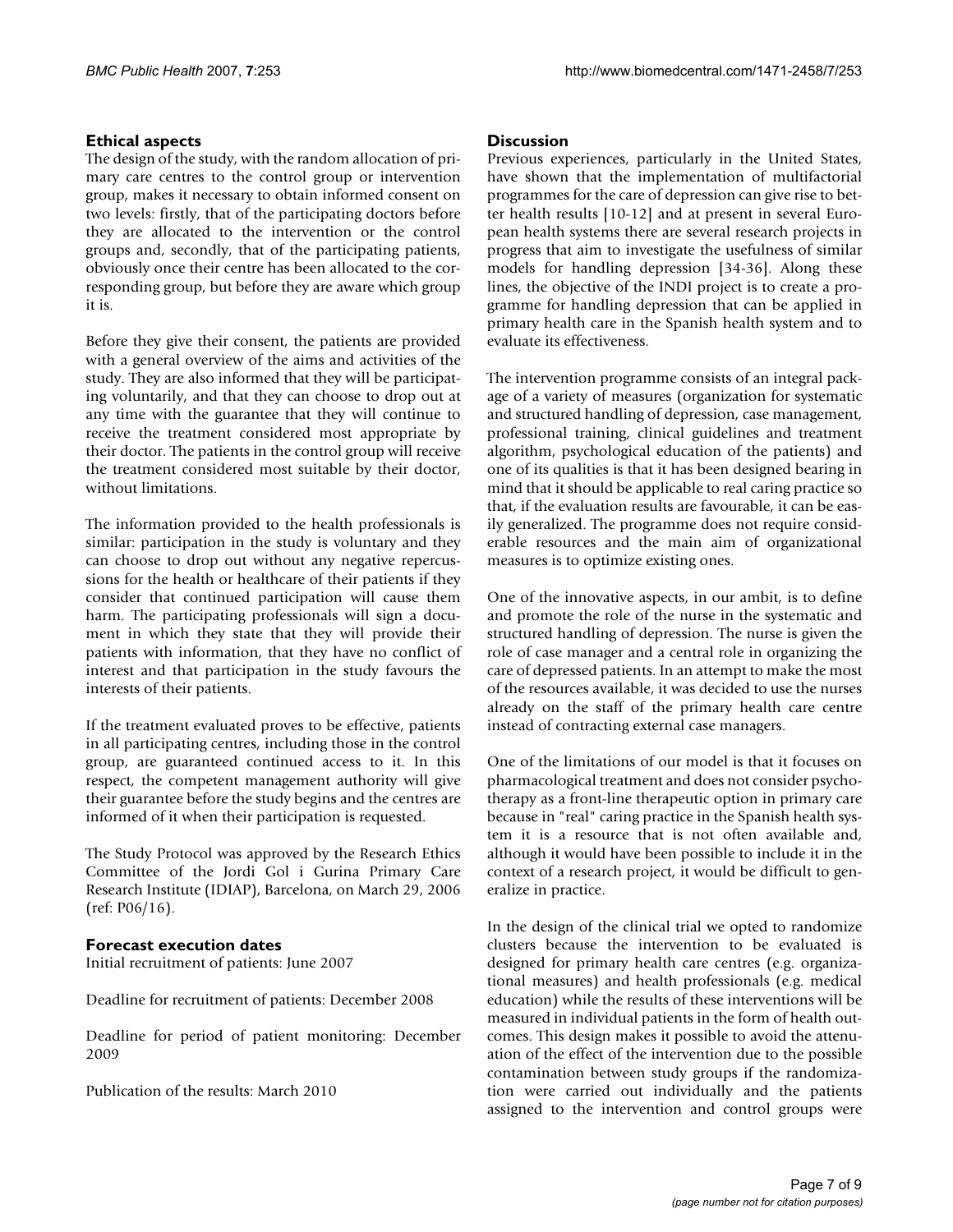### Ethical aspects

The design of the study, with the random allocation of primary care centres to the control group or intervention group, makes it necessary to obtain informed consent on two levels: firstly, that of the participating doctors before they are allocated to the intervention or the control groups and, secondly, that of the participating patients, obviously once their centre has been allocated to the corresponding group, but before they are aware which group it is.

Before they give their consent, the patients are provided with a general overview of the aims and activities of the study. They are also informed that they will be participating voluntarily, and that they can choose to drop out at any time with the guarantee that they will continue to receive the treatment considered most appropriate by their doctor. The patients in the control group will receive the treatment considered most suitable by their doctor, without limitations.

The information provided to the health professionals is similar: participation in the study is voluntary and they can choose to drop out without any negative repercussions for the health or healthcare of their patients if they consider that continued participation will cause them harm. The participating professionals will sign a document in which they state that they will provide their patients with information, that they have no conflict of interest and that participation in the study favours the interests of their patients.

If the treatment evaluated proves to be effective, patients in all participating centres, including those in the control group, are guaranteed continued access to it. In this respect, the competent management authority will give their guarantee before the study begins and the centres are informed of it when their participation is requested.

The Study Protocol was approved by the Research Ethics Committee of the Jordi Gol i Gurina Primary Care Research Institute (IDIAP), Barcelona, on March 29, 2006 (ref: P06/16).

### Forecast execution dates

Initial recruitment of patients: June 2007

Deadline for recruitment of patients: December 2008

Deadline for period of patient monitoring: December 2009

Publication of the results: March 2010

### Discussion

Previous experiences, particularly in the United States, have shown that the implementation of multifactorial programmes for the care of depression can give rise to better health results [10-12] and at present in several European health systems there are several research projects in progress that aim to investigate the usefulness of similar models for handling depression [34-36]. Along these lines, the objective of the INDI project is to create a programme for handling depression that can be applied in primary health care in the Spanish health system and to evaluate its effectiveness.

The intervention programme consists of an integral package of a variety of measures (organization for systematic and structured handling of depression, case management, professional training, clinical guidelines and treatment algorithm, psychological education of the patients) and one of its qualities is that it has been designed bearing in mind that it should be applicable to real caring practice so that, if the evaluation results are favourable, it can be easily generalized. The programme does not require considerable resources and the main aim of organizational measures is to optimize existing ones.

One of the innovative aspects, in our ambit, is to define and promote the role of the nurse in the systematic and structured handling of depression. The nurse is given the role of case manager and a central role in organizing the care of depressed patients. In an attempt to make the most of the resources available, it was decided to use the nurses already on the staff of the primary health care centre instead of contracting external case managers.

One of the limitations of our model is that it focuses on pharmacological treatment and does not consider psychotherapy as a front-line therapeutic option in primary care because in "real" caring practice in the Spanish health system it is a resource that is not often available and, although it would have been possible to include it in the context of a research project, it would be difficult to generalize in practice.

In the design of the clinical trial we opted to randomize clusters because the intervention to be evaluated is designed for primary health care centres (e.g. organizational measures) and health professionals (e.g. medical education) while the results of these interventions will be measured in individual patients in the form of health outcomes. This design makes it possible to avoid the attenuation of the effect of the intervention due to the possible contamination between study groups if the randomization were carried out individually and the patients assigned to the intervention and control groups were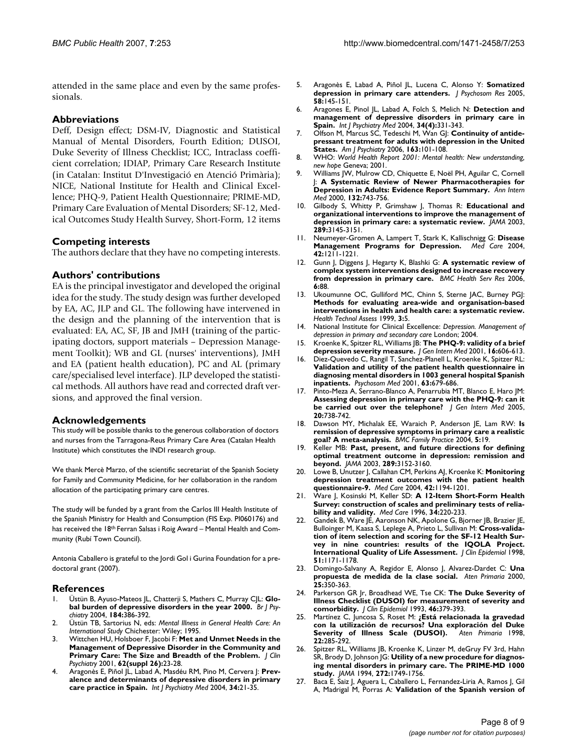attended in the same place and even by the same professionals.

## Abbreviations

Deff, Design effect; DSM-IV, Diagnostic and Statistical Manual of Mental Disorders, Fourth Edition; DUSOI, Duke Severity of Illness Checklist; ICC, Intraclass coefficient correlation; IDIAP, Primary Care Research Institute (in Catalan: Institut D'Investigació en Atenció Primària); NICE, National Institute for Health and Clinical Excellence; PHQ-9, Patient Health Questionnaire; PRIME-MD, Primary Care Evaluation of Mental Disorders; SF-12, Medical Outcomes Study Health Survey, Short-Form, 12 items

## Competing interests

The authors declare that they have no competing interests.

## Authors' contributions

EA is the principal investigator and developed the original idea for the study. The study design was further developed by EA, AC, JLP and GL. The following have intervened in the design and the planning of the intervention that is evaluated: EA, AC, SF, JB and JMH (training of the participating doctors, support materials – Depression Management Toolkit); WB and GL (nurses' interventions), JMH and EA (patient health education), PC and AL (primary care/specialised level interface). JLP developed the statistical methods. All authors have read and corrected draft versions, and approved the final version.

## Acknowledgements

This study will be possible thanks to the generous collaboration of doctors and nurses from the Tarragona-Reus Primary Care Area (Catalan Health Institute) which constitutes the INDI research group.

We thank Mercè Marzo, of the scientific secretariat of the Spanish Society for Family and Community Medicine, for her collaboration in the random allocation of the participating primary care centres.

The study will be funded by a grant from the Carlos III Health Institute of the Spanish Ministry for Health and Consumption (FIS Exp. PI060176) and has received the 18th Ferran Salsas i Roig Award – Mental Health and Community (Rubí Town Council).

Antonia Caballero is grateful to the Jordi Gol i Gurina Foundation for a predoctoral grant (2007).

## References

1. Üstün B, Ayuso-Mateos JL, Chatterji S, Mathers C, Murray CJL: **Global burden of depressive disorders in the year 2000.** *Br J Psychiatry* 2004, **184:**386-392.
2. Üstün TB, Sartorius N, eds: *Mental Illness in General Health Care: An International Study* Chichester: Wiley; 1995.
3. Wittchen HU, Holsboer F, Jacobi F: **Met and Unmet Needs in the Management of Depressive Disorder in the Community and Primary Care: The Size and Breadth of the Problem.** *J Clin Psychiatry* 2001, **62(suppl 26):**23-28.
4. Aragonès E, Piñol JL, Labad A, Masdéu RM, Pino M, Cervera J: **Prevalence and determinants of depressive disorders in primary care practice in Spain.** *Int J Psychiatry Med* 2004, **34:**21-35.
5. Aragonès E, Labad A, Piñol JL, Lucena C, Alonso Y: **Somatized depression in primary care attenders.** *J Psychosom Res* 2005, **58:**145-151.
6. Aragones E, Pinol JL, Labad A, Folch S, Melich N: **Detection and management of depressive disorders in primary care in Spain.** *Int J Psychiatry Med* 2004, **34(4):**331-343.
7. Olfson M, Marcus SC, Tedeschi M, Wan GJ: **Continuity of antidepressant treatment for adults with depression in the United States.** *Am J Psychiatry* 2006, **163:**101-108.
8. WHO: *World Health Report 2001: Mental health: New understanding, new hope* Geneva; 2001.
9. Williams JW, Mulrow CD, Chiquette E, Noël PH, Aguilar C, Cornell J: **A Systematic Review of Newer Pharmacotherapies for Depression in Adults: Evidence Report Summary.** *Ann Intern Med* 2000, **132:**743-756.
10. Gilbody S, Whitty P, Grimshaw J, Thomas R: **Educational and organizational interventions to improve the management of depression in primary care: a systematic review.** *JAMA* 2003, **289:**3145-3151.
11. Neumeyer-Gromen A, Lampert T, Stark K, Kallischnigg G: **Disease Management Programs for Depression.** *Med Care* 2004, **42:**1211-1221.
12. Gunn J, Diggens J, Hegarty K, Blashki G: **A systematic review of complex system interventions designed to increase recovery from depression in primary care.** *BMC Health Serv Res* 2006, **6:**88.
13. Ukoumunne OC, Gulliford MC, Chinn S, Sterne JAC, Burney PGJ: **Methods for evaluating area-wide and organisation-based interventions in health and health care: a systematic review.** *Health Technol Assess* 1999, **3:**5.
14. National Institute for Clinical Excellence: *Depression. Management of depression in primary and secondary care* London; 2004.
15. Kroenke K, Spitzer RL, Williams JB: **The PHQ-9: validity of a brief depression severity measure.** *J Gen Intern Med* 2001, **16:**606-613.
16. Diez-Quevedo C, Rangil T, Sanchez-Planell L, Kroenke K, Spitzer RL: **Validation and utility of the patient health questionnaire in diagnosing mental disorders in 1003 general hospital Spanish inpatients.** *Psychosom Med* 2001, **63:**679-686.
17. Pinto-Meza A, Serrano-Blanco A, Penarrubia MT, Blanco E, Haro JM: **Assessing depression in primary care with the PHQ-9: can it be carried out over the telephone?** *J Gen Intern Med* 2005, **20:**738-742.
18. Dawson MY, Michalak EE, Waraich P, Anderson JE, Lam RW: **Is remission of depressive symptoms in primary care a realistic goal? A meta-analysis.** *BMC Family Practice* 2004, **5:**19.
19. Keller MB: **Past, present, and future directions for defining optimal treatment outcome in depression: remission and beyond.** *JAMA* 2003, **289:**3152-3160.
20. Lowe B, Unutzer J, Callahan CM, Perkins AJ, Kroenke K: **Monitoring depression treatment outcomes with the patient health questionnaire-9.** *Med Care* 2004, **42:**1194-1201.
21. Ware J, Kosinski M, Keller SD: **A 12-Item Short-Form Health Survey: construction of scales and preliminary tests of reliability and validity.** *Med Care* 1996, **34:**220-233.
22. Gandek B, Ware JE, Aaronson NK, Apolone G, Bjorner JB, Brazier JE, Bulloinger M, Kaasa S, Leplege A, Prieto L, Sullivan M: **Cross-validation of ítem selection and scoring for the SF-12 Health Survey in nine countries: results of the IQOLA Project. International Quality of Life Assessment.** *J Clin Epidemiol* 1998, **51:**1171-1178.
23. Domingo-Salvany A, Regidor E, Alonso J, Alvarez-Dardet C: **Una propuesta de medida de la clase social.** *Aten Primaria* 2000, **25:**350-363.
24. Parkerson GR Jr, Broadhead WE, Tse CK: **The Duke Severity of Illness Checklist (DUSOI) for measurement of severity and comorbidity.** *J Clin Epidemiol* 1993, **46:**379-393.
25. Martínez C, Juncosa S, Roset M: **¿Está relacionada la gravedad con la utilización de recursos? Una exploración del Duke Severity of Illness Scale (DUSOI).** *Aten Primaria* 1998, **22:**285-292.
26. Spitzer RL, Williams JB, Kroenke K, Linzer M, deGruy FV 3rd, Hahn SR, Brody D, Johnson JG: **Utility of a new procedure for diagnosing mental disorders in primary care. The PRIME-MD 1000 study.** *JAMA* 1994, **272:**1749-1756.
27. Baca E, Saiz J, Aguera L, Caballero L, Fernandez-Liria A, Ramos J, Gil A, Madrigal M, Porras A: **Validation of the Spanish version of**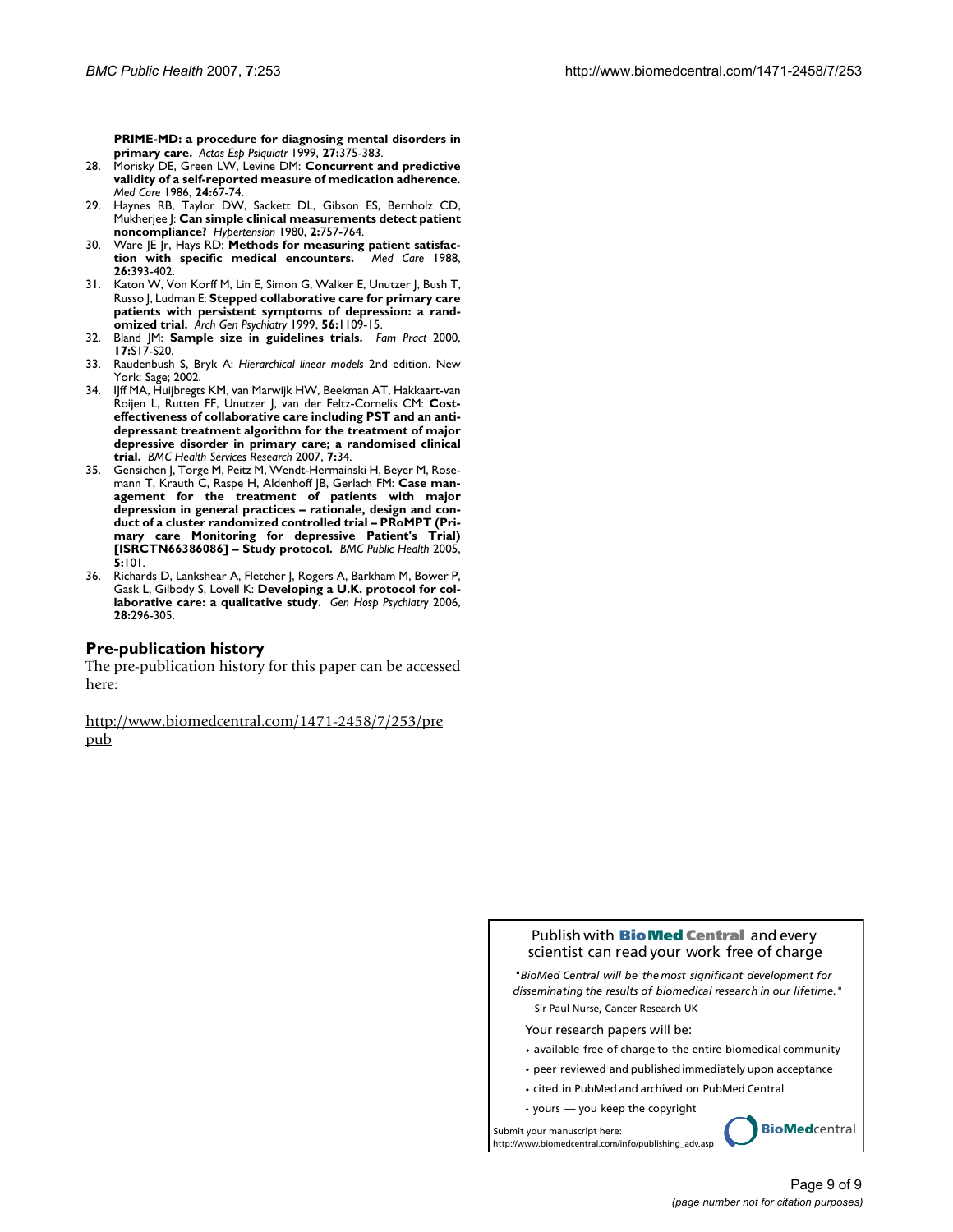**PRIME-MD: a procedure for diagnosing mental disorders in primary care.** *Actas Esp Psiquiatr* 1999, **27:**375-383.

28. Morisky DE, Green LW, Levine DM: **Concurrent and predictive validity of a self-reported measure of medication adherence.** *Med Care* 1986, **24:**67-74.
29. Haynes RB, Taylor DW, Sackett DL, Gibson ES, Bernholz CD, Mukherjee J: **Can simple clinical measurements detect patient noncompliance?** *Hypertension* 1980, **2:**757-764.
30. Ware JE Jr, Hays RD: **Methods for measuring patient satisfaction with specific medical encounters.** *Med Care* 1988, **26:**393-402.
31. Katon W, Von Korff M, Lin E, Simon G, Walker E, Unutzer J, Bush T, Russo J, Ludman E: **Stepped collaborative care for primary care patients with persistent symptoms of depression: a randomized trial.** *Arch Gen Psychiatry* 1999, **56:**1109-15.
32. Bland JM: **Sample size in guidelines trials.** *Fam Pract* 2000, **17:**S17-S20.
33. Raudenbush S, Bryk A: *Hierarchical linear models* 2nd edition. New York: Sage; 2002.
34. IJff MA, Huijbregts KM, van Marwijk HW, Beekman AT, Hakkaart-van Roijen L, Rutten FF, Unutzer J, van der Feltz-Cornelis CM: **Cost-effectiveness of collaborative care including PST and an antidepressant treatment algorithm for the treatment of major depressive disorder in primary care; a randomised clinical trial.** *BMC Health Services Research* 2007, **7:**34.
35. Gensichen J, Torge M, Peitz M, Wendt-Hermainski H, Beyer M, Rosemann T, Krauth C, Raspe H, Aldenhoff JB, Gerlach FM: **Case management for the treatment of patients with major depression in general practices – rationale, design and conduct of a cluster randomized controlled trial – PRoMPT (Primary care Monitoring for depressive Patient's Trial) [ISRCTN66386086] – Study protocol.** *BMC Public Health* 2005, **5:**101.
36. Richards D, Lankshear A, Fletcher J, Rogers A, Barkham M, Bower P, Gask L, Gilbody S, Lovell K: **Developing a U.K. protocol for collaborative care: a qualitative study.** *Gen Hosp Psychiatry* 2006, **28:**296-305.

## Pre-publication history

The pre-publication history for this paper can be accessed here:

http://www.biomedcentral.com/1471-2458/7/253/prepub

Publish with **BioMed Central** and every scientist can read your work free of charge

*"BioMed Central will be the most significant development for disseminating the results of biomedical research in our lifetime."*

Sir Paul Nurse, Cancer Research UK

Your research papers will be:

- available free of charge to the entire biomedical community
- peer reviewed and published immediately upon acceptance
- cited in PubMed and archived on PubMed Central
- yours — you keep the copyright

Submit your manuscript here:
http://www.biomedcentral.com/info/publishing_adv.asp

**BioMed**central